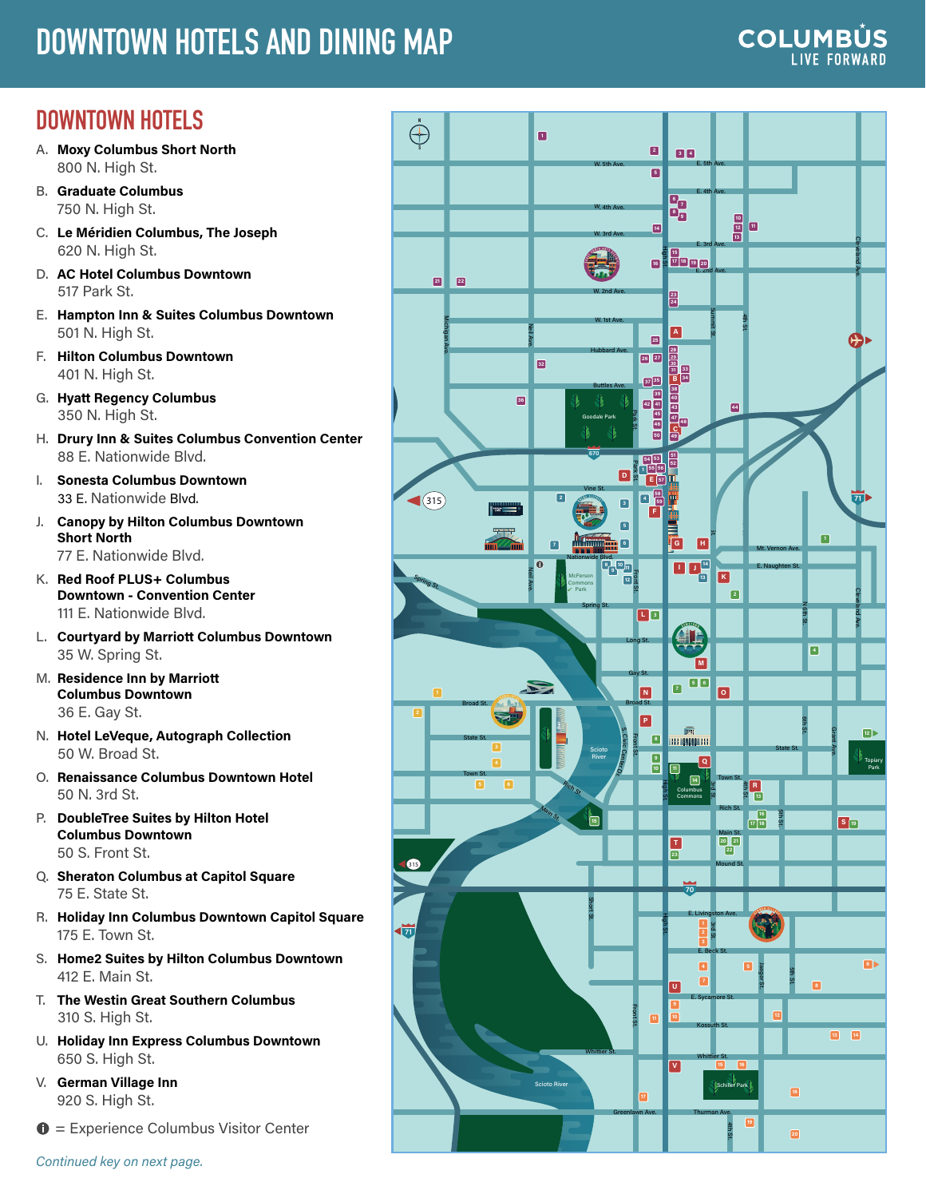# DOWNTOWN HOTELS AND DINING MAP

COLUMBUS LIVE FORWARD

## DOWNTOWN HOTELS

A. **Moxy Columbus Short North**
800 N. High St.

B. **Graduate Columbus**
750 N. High St.

C. **Le Méridien Columbus, The Joseph**
620 N. High St.

D. **AC Hotel Columbus Downtown**
517 Park St.

E. **Hampton Inn & Suites Columbus Downtown**
501 N. High St.

F. **Hilton Columbus Downtown**
401 N. High St.

G. **Hyatt Regency Columbus**
350 N. High St.

H. **Drury Inn & Suites Columbus Convention Center**
88 E. Nationwide Blvd.

I. **Sonesta Columbus Downtown**
33 E. Nationwide Blvd.

J. **Canopy by Hilton Columbus Downtown Short North**
77 E. Nationwide Blvd.

K. **Red Roof PLUS+ Columbus Downtown - Convention Center**
111 E. Nationwide Blvd.

L. **Courtyard by Marriott Columbus Downtown**
35 W. Spring St.

M. **Residence Inn by Marriott Columbus Downtown**
36 E. Gay St.

N. **Hotel LeVeque, Autograph Collection**
50 W. Broad St.

O. **Renaissance Columbus Downtown Hotel**
50 N. 3rd St.

P. **DoubleTree Suites by Hilton Hotel Columbus Downtown**
50 S. Front St.

Q. **Sheraton Columbus at Capitol Square**
75 E. State St.

R. **Holiday Inn Columbus Downtown Capitol Square**
175 E. Town St.

S. **Home2 Suites by Hilton Columbus Downtown**
412 E. Main St.

T. **The Westin Great Southern Columbus**
310 S. High St.

U. **Holiday Inn Express Columbus Downtown**
650 S. High St.

V. **German Village Inn**
920 S. High St.

ℹ = Experience Columbus Visitor Center

*Continued key on next page.*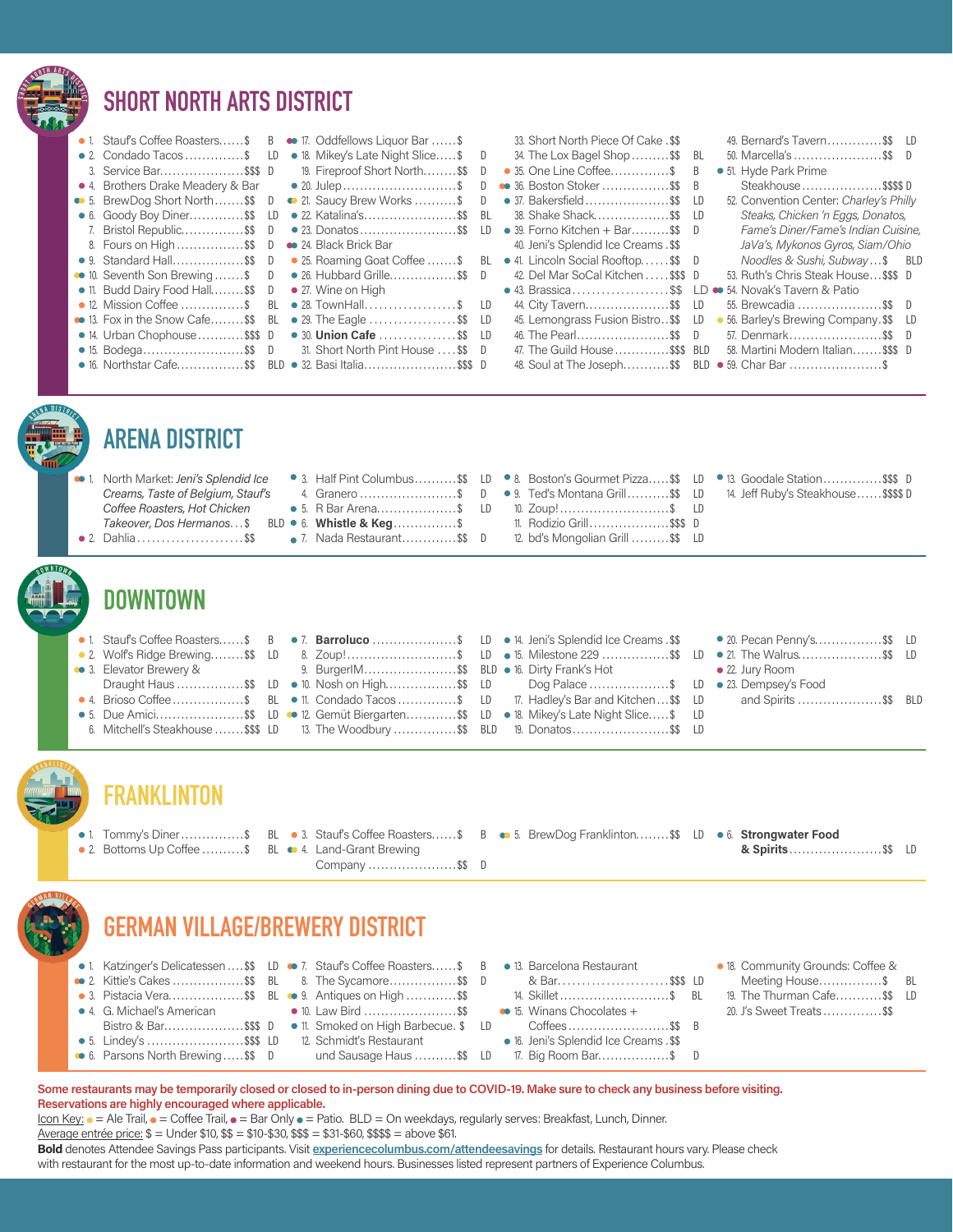## SHORT NORTH ARTS DISTRICT

- 1. Stauf's Coffee Roasters......$ B
- 2. Condado Tacos..............$ LD
- 3. Service Bar....................$$$ D
- 4. Brothers Drake Meadery & Bar
- 5. BrewDog Short North.......$$ D
- 6. Goody Boy Diner.............$$ LD
- 7. Bristol Republic..............$$ D
- 8. Fours on High................$$ D
- 9. Standard Hall.................$$ D
- 10. Seventh Son Brewing.......$ D
- 11. Budd Dairy Food Hall........$$ D
- 12. Mission Coffee...............$ BL
- 13. Fox in the Snow Cafe........$$ BL
- 14. Urban Chophouse...........$$$ D
- 15. Bodega.........................$$ D
- 16. Northstar Cafe................$$ BLD
- 17. Oddfellows Liquor Bar......$
- 18. Mikey's Late Night Slice.....$ D
- 19. Fireproof Short North........$$ D
- 20. Julep...........................$ D
- 21. Saucy Brew Works..........$ D
- 22. Katalina's......................$$ BL
- 23. Donatos.......................$$ LD
- 24. Black Brick Bar
- 25. Roaming Goat Coffee.......$ BL
- 26. Hubbard Grille................$$ D
- 27. Wine on High
- 28. TownHall......................$ LD
- 29. The Eagle.....................$$ LD
- 30. **Union Cafe**..................$$ LD
- 31. Short North Pint House....$$ D
- 32. Basi Italia.....................$$$ D
- 33. Short North Piece Of Cake.$$
- 34. The Lox Bagel Shop.........$$ BL
- 35. One Line Coffee..............$ B
- 36. Boston Stoker................$$ B
- 37. Bakersfield....................$$ LD
- 38. Shake Shack..................$$ LD
- 39. Forno Kitchen + Bar.........$$ D
- 40. Jeni's Splendid Ice Creams.$$
- 41. Lincoln Social Rooftop......$$ D
- 42. Del Mar SoCal Kitchen.....$$$ D
- 43. Brassica.......................$$ LD
- 44. City Tavern....................$$ LD
- 45. Lemongrass Fusion Bistro..$$ LD
- 46. The Pearl......................$$ D
- 47. The Guild House.............$$$ BLD
- 48. Soul at The Joseph..........$$ BLD
- 49. Bernard's Tavern.............$$ LD
- 50. Marcella's......................$$ D
- 51. Hyde Park Prime Steakhouse..................$$$$ D
- 52. Convention Center: *Charley's Philly Steaks, Chicken 'n Eggs, Donatos, Fame's Diner/Fame's Indian Cuisine, JaVa's, Mykonos Gyros, Siam/Ohio Noodles & Sushi, Subway*...$ BLD
- 53. Ruth's Chris Steak House...$$$ D
- 54. Novak's Tavern & Patio
- 55. Brewcadia....................$$ D
- 56. Barley's Brewing Company.$$ LD
- 57. Denmark......................$$ D
- 58. Martini Modern Italian.......$$$ D
- 59. Char Bar......................$

## ARENA DISTRICT

- 1. North Market: *Jeni's Splendid Ice Creams, Taste of Belgium, Stauf's Coffee Roasters, Hot Chicken Takeover, Dos Hermanos*...$ BLD
- 2. Dahlia.......................$$
- 3. Half Pint Columbus..........$$ LD
- 4. Granero.......................$ D
- 5. R Bar Arena...................$$ LD
- 6. **Whistle & Keg**...............$
- 7. Nada Restaurant.............$$ D
- 8. Boston's Gourmet Pizza.....$$ LD
- 9. Ted's Montana Grill..........$$ LD
- 10. Zoup!..........................$ LD
- 11. Rodizio Grill...................$$$ D
- 12. bd's Mongolian Grill.........$$ LD
- 13. Goodale Station.............$$$ D
- 14. Jeff Ruby's Steakhouse......$$$$ D

## DOWNTOWN

- 1. Stauf's Coffee Roasters......$ B
- 2. Wolf's Ridge Brewing.........$$ LD
- 3. Elevator Brewery & Draught Haus................$$ LD
- 4. Brioso Coffee.................$ BL
- 5. Due Amici.....................$$ LD
- 6. Mitchell's Steakhouse.......$$$ LD
- 7. **Barroluco**....................$ LD
- 8. Zoup!..........................$ LD
- 9. BurgerIM......................$$ BLD
- 10. Nosh on High.................$$ LD
- 11. Condado Tacos..............$ LD
- 12. Gemüt Biergarten............$$ LD
- 13. The Woodbury...............$$ BLD
- 14. Jeni's Splendid Ice Creams.$$
- 15. Milestone 229................$$ LD
- 16. Dirty Frank's Hot Dog Palace...................$ LD
- 17. Hadley's Bar and Kitchen...$$ LD
- 18. Mikey's Late Night Slice.....$ LD
- 19. Donatos.......................$$ LD
- 20. Pecan Penny's................$$ LD
- 21. The Walrus....................$$ LD
- 22. Jury Room
- 23. Dempsey's Food and Spirits....................$$ BLD

## FRANKLINTON

- 1. Tommy's Diner...............$ BL
- 2. Bottoms Up Coffee..........$ BL
- 3. Stauf's Coffee Roasters......$ B
- 4. Land-Grant Brewing Company.....................$$ D
- 5. BrewDog Franklinton........$$ LD
- 6. **Strongwater Food & Spirits**......................$$ LD

## GERMAN VILLAGE/BREWERY DISTRICT

- 1. Katzinger's Delicatessen....$$ LD
- 2. Kittie's Cakes.................$$ BL
- 3. Pistacia Vera..................$$ BL
- 4. G. Michael's American Bistro & Bar...................$$$ D
- 5. Lindey's.......................$$$ LD
- 6. Parsons North Brewing.....$$ D
- 7. Stauf's Coffee Roasters......$ B
- 8. The Sycamore................$$ D
- 9. Antiques on High............$$
- 10. Law Bird......................$$
- 11. Smoked on High Barbecue. $ LD
- 12. Schmidt's Restaurant und Sausage Haus..........$$ LD
- 13. Barcelona Restaurant & Bar........................$$$ LD
- 14. Skillet.........................$ BL
- 15. Winans Chocolates + Coffees........................$$ B
- 16. Jeni's Splendid Ice Creams.$$
- 17. Big Room Bar.................$ D
- 18. Community Grounds: Coffee & Meeting House..............$ BL
- 19. The Thurman Cafe...........$$ LD
- 20. J's Sweet Treats.............$$

**Some restaurants may be temporarily closed or closed to in-person dining due to COVID-19. Make sure to check any business before visiting. Reservations are highly encouraged where applicable.**

Icon Key: ● = Ale Trail, ● = Coffee Trail, ● = Bar Only ● = Patio. BLD = On weekdays, regularly serves: Breakfast, Lunch, Dinner.

Average entrée price: $ = Under $10, $$ = $10-$30, $$$ = $31-$60, $$$$ = above $61.

**Bold** denotes Attendee Savings Pass participants. Visit **experiencecolumbus.com/attendeesavings** for details. Restaurant hours vary. Please check with restaurant for the most up-to-date information and weekend hours. Businesses listed represent partners of Experience Columbus.